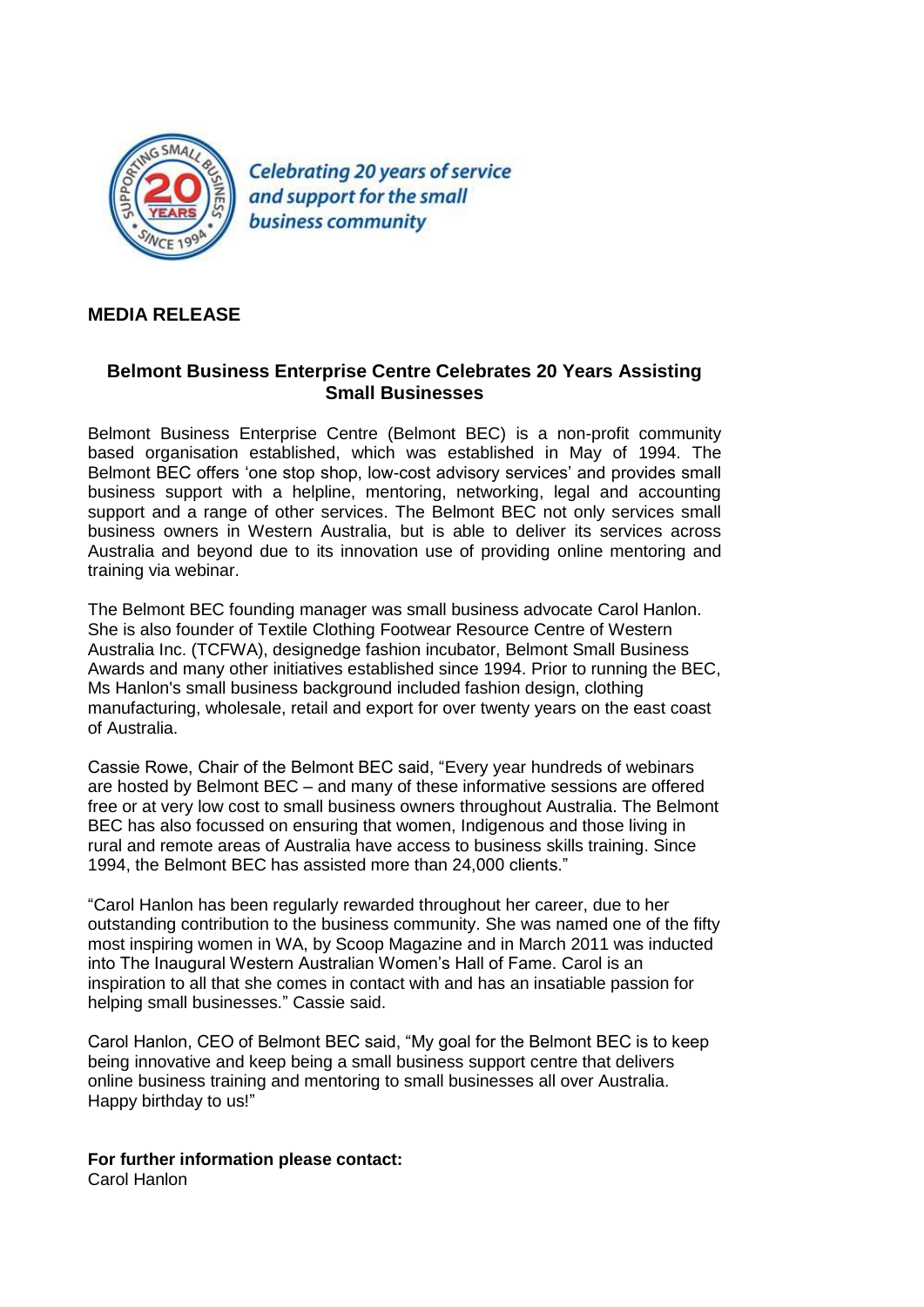Celebrating 20 years of service and support for the small business community

**MEDIA RELEASE**

## Belmont Business Enterprise Centre Celebrates 20 Years Assisting Small Businesses

Belmont Business Enterprise Centre (Belmont BEC) is a non-profit community based organisation established, which was established in May of 1994. The Belmont BEC offers 'one stop shop, low-cost advisory services' and provides small business support with a helpline, mentoring, networking, legal and accounting support and a range of other services. The Belmont BEC not only services small business owners in Western Australia, but is able to deliver its services across Australia and beyond due to its innovation use of providing online mentoring and training via webinar.

The Belmont BEC founding manager was small business advocate Carol Hanlon. She is also founder of Textile Clothing Footwear Resource Centre of Western Australia Inc. (TCFWA), designedge fashion incubator, Belmont Small Business Awards and many other initiatives established since 1994. Prior to running the BEC, Ms Hanlon's small business background included fashion design, clothing manufacturing, wholesale, retail and export for over twenty years on the east coast of Australia.

Cassie Rowe, Chair of the Belmont BEC said, "Every year hundreds of webinars are hosted by Belmont BEC – and many of these informative sessions are offered free or at very low cost to small business owners throughout Australia. The Belmont BEC has also focussed on ensuring that women, Indigenous and those living in rural and remote areas of Australia have access to business skills training. Since 1994, the Belmont BEC has assisted more than 24,000 clients."

"Carol Hanlon has been regularly rewarded throughout her career, due to her outstanding contribution to the business community. She was named one of the fifty most inspiring women in WA, by Scoop Magazine and in March 2011 was inducted into The Inaugural Western Australian Women's Hall of Fame. Carol is an inspiration to all that she comes in contact with and has an insatiable passion for helping small businesses." Cassie said.

Carol Hanlon, CEO of Belmont BEC said, "My goal for the Belmont BEC is to keep being innovative and keep being a small business support centre that delivers online business training and mentoring to small businesses all over Australia. Happy birthday to us!"

**For further information please contact:**
Carol Hanlon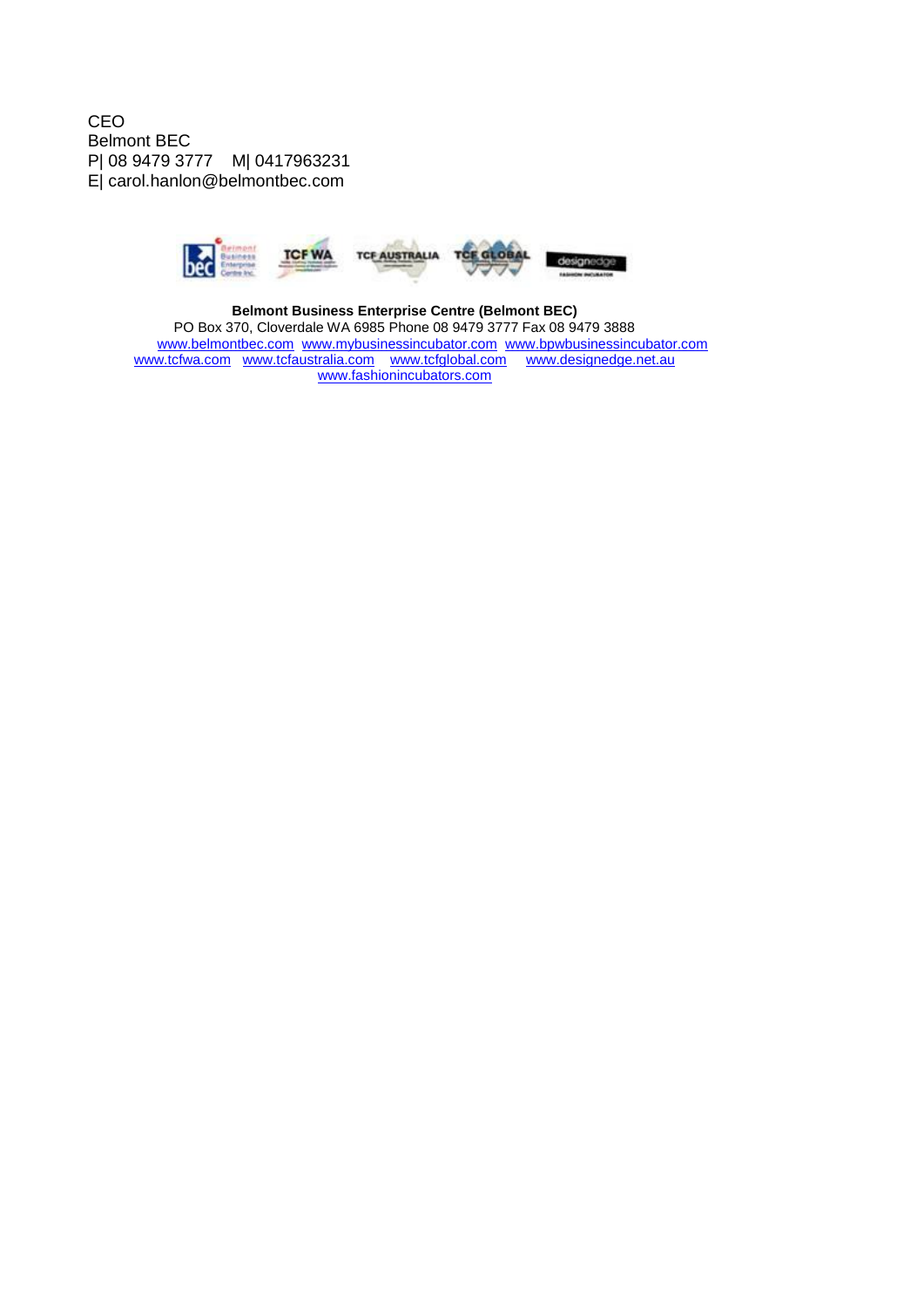CEO
Belmont BEC
P| 08 9479 3777 M| 0417963231
E| carol.hanlon@belmontbec.com

**Belmont Business Enterprise Centre (Belmont BEC)**
PO Box 370, Cloverdale WA 6985 Phone 08 9479 3777 Fax 08 9479 3888
www.belmontbec.com www.mybusinessincubator.com www.bpwbusinessincubator.com
www.tcfwa.com www.tcfaustralia.com www.tcfglobal.com www.designedge.net.au
www.fashionincubators.com